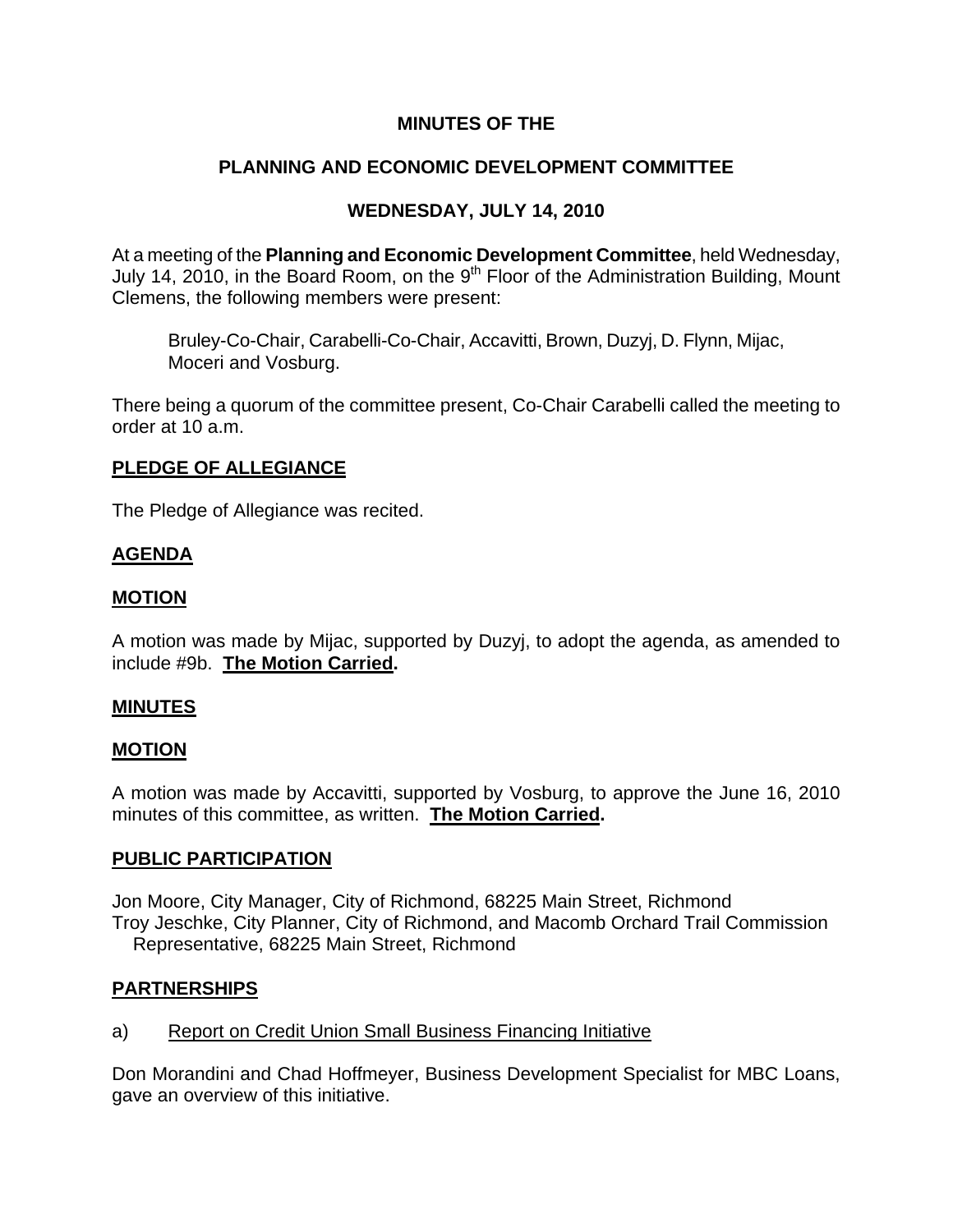# MINUTES OF THE

## PLANNING AND ECONOMIC DEVELOPMENT COMMITTEE

## WEDNESDAY, JULY 14, 2010

At a meeting of the **Planning and Economic Development Committee**, held Wednesday, July 14, 2010, in the Board Room, on the 9th Floor of the Administration Building, Mount Clemens, the following members were present:

> Bruley-Co-Chair, Carabelli-Co-Chair, Accavitti, Brown, Duzyj, D. Flynn, Mijac, Moceri and Vosburg.

There being a quorum of the committee present, Co-Chair Carabelli called the meeting to order at 10 a.m.

### PLEDGE OF ALLEGIANCE

The Pledge of Allegiance was recited.

### AGENDA

### MOTION

A motion was made by Mijac, supported by Duzyj, to adopt the agenda, as amended to include #9b. **The Motion Carried.**

### MINUTES

### MOTION

A motion was made by Accavitti, supported by Vosburg, to approve the June 16, 2010 minutes of this committee, as written. **The Motion Carried.**

### PUBLIC PARTICIPATION

Jon Moore, City Manager, City of Richmond, 68225 Main Street, Richmond
Troy Jeschke, City Planner, City of Richmond, and Macomb Orchard Trail Commission Representative, 68225 Main Street, Richmond

### PARTNERSHIPS

a) Report on Credit Union Small Business Financing Initiative

Don Morandini and Chad Hoffmeyer, Business Development Specialist for MBC Loans, gave an overview of this initiative.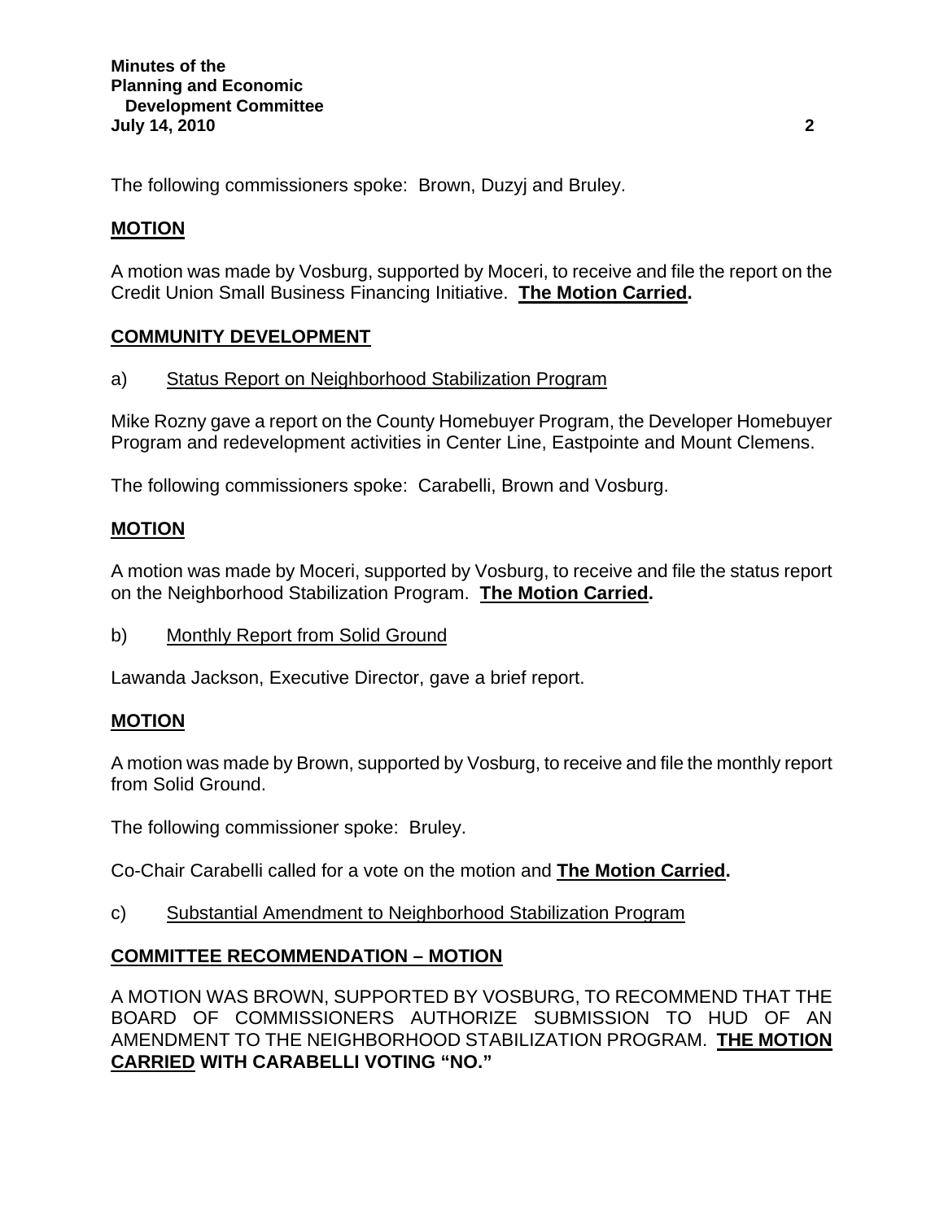The following commissioners spoke: Brown, Duzyj and Bruley.

**MOTION**

A motion was made by Vosburg, supported by Moceri, to receive and file the report on the Credit Union Small Business Financing Initiative. **The Motion Carried.**

**COMMUNITY DEVELOPMENT**

a) Status Report on Neighborhood Stabilization Program

Mike Rozny gave a report on the County Homebuyer Program, the Developer Homebuyer Program and redevelopment activities in Center Line, Eastpointe and Mount Clemens.

The following commissioners spoke: Carabelli, Brown and Vosburg.

**MOTION**

A motion was made by Moceri, supported by Vosburg, to receive and file the status report on the Neighborhood Stabilization Program. **The Motion Carried.**

b) Monthly Report from Solid Ground

Lawanda Jackson, Executive Director, gave a brief report.

**MOTION**

A motion was made by Brown, supported by Vosburg, to receive and file the monthly report from Solid Ground.

The following commissioner spoke: Bruley.

Co-Chair Carabelli called for a vote on the motion and **The Motion Carried.**

c) Substantial Amendment to Neighborhood Stabilization Program

**COMMITTEE RECOMMENDATION – MOTION**

A MOTION WAS BROWN, SUPPORTED BY VOSBURG, TO RECOMMEND THAT THE BOARD OF COMMISSIONERS AUTHORIZE SUBMISSION TO HUD OF AN AMENDMENT TO THE NEIGHBORHOOD STABILIZATION PROGRAM. **THE MOTION CARRIED WITH CARABELLI VOTING "NO."**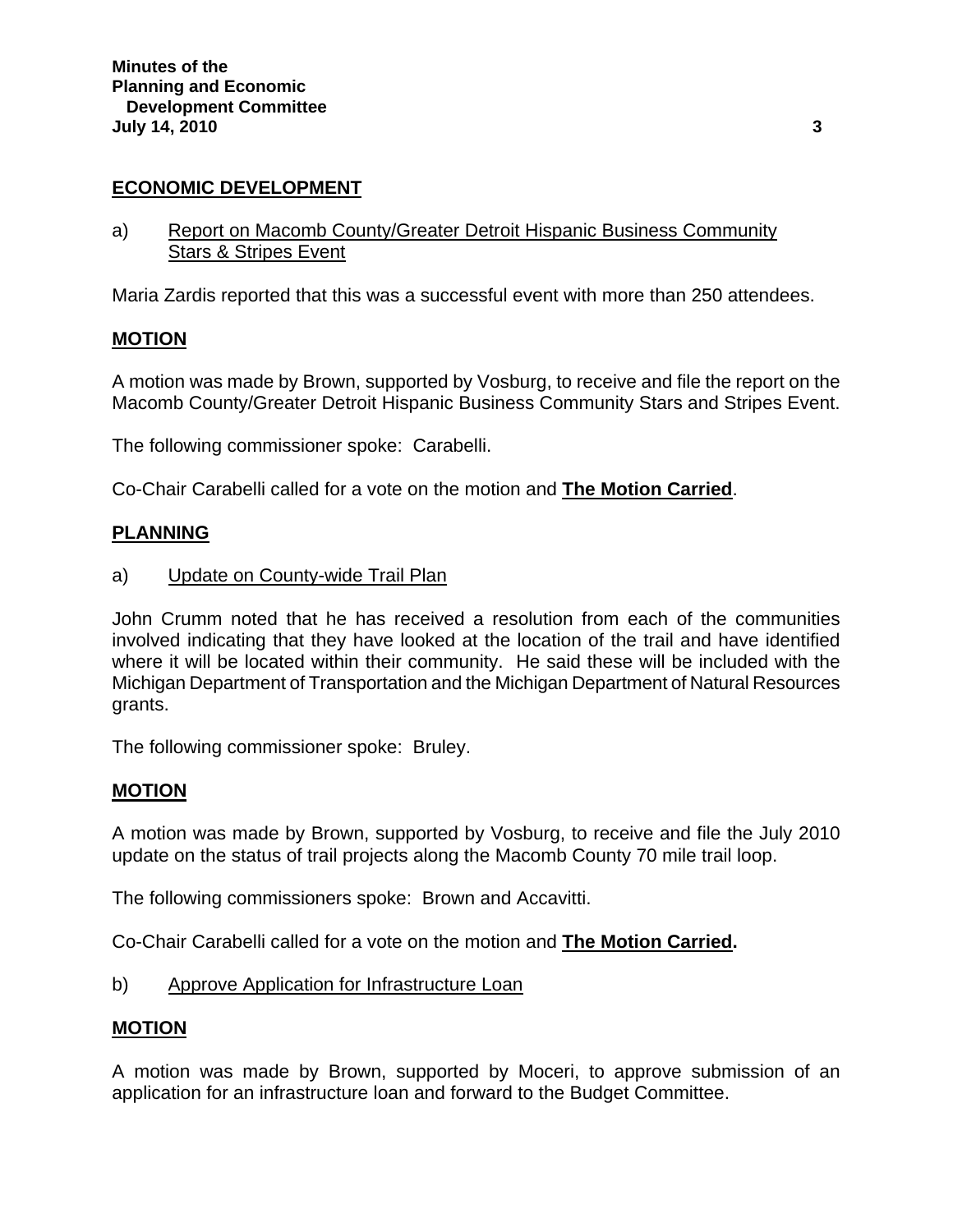## ECONOMIC DEVELOPMENT

a) Report on Macomb County/Greater Detroit Hispanic Business Community Stars & Stripes Event

Maria Zardis reported that this was a successful event with more than 250 attendees.

**MOTION**

A motion was made by Brown, supported by Vosburg, to receive and file the report on the Macomb County/Greater Detroit Hispanic Business Community Stars and Stripes Event.

The following commissioner spoke: Carabelli.

Co-Chair Carabelli called for a vote on the motion and **The Motion Carried**.

## PLANNING

a) Update on County-wide Trail Plan

John Crumm noted that he has received a resolution from each of the communities involved indicating that they have looked at the location of the trail and have identified where it will be located within their community. He said these will be included with the Michigan Department of Transportation and the Michigan Department of Natural Resources grants.

The following commissioner spoke: Bruley.

**MOTION**

A motion was made by Brown, supported by Vosburg, to receive and file the July 2010 update on the status of trail projects along the Macomb County 70 mile trail loop.

The following commissioners spoke: Brown and Accavitti.

Co-Chair Carabelli called for a vote on the motion and **The Motion Carried.**

b) Approve Application for Infrastructure Loan

**MOTION**

A motion was made by Brown, supported by Moceri, to approve submission of an application for an infrastructure loan and forward to the Budget Committee.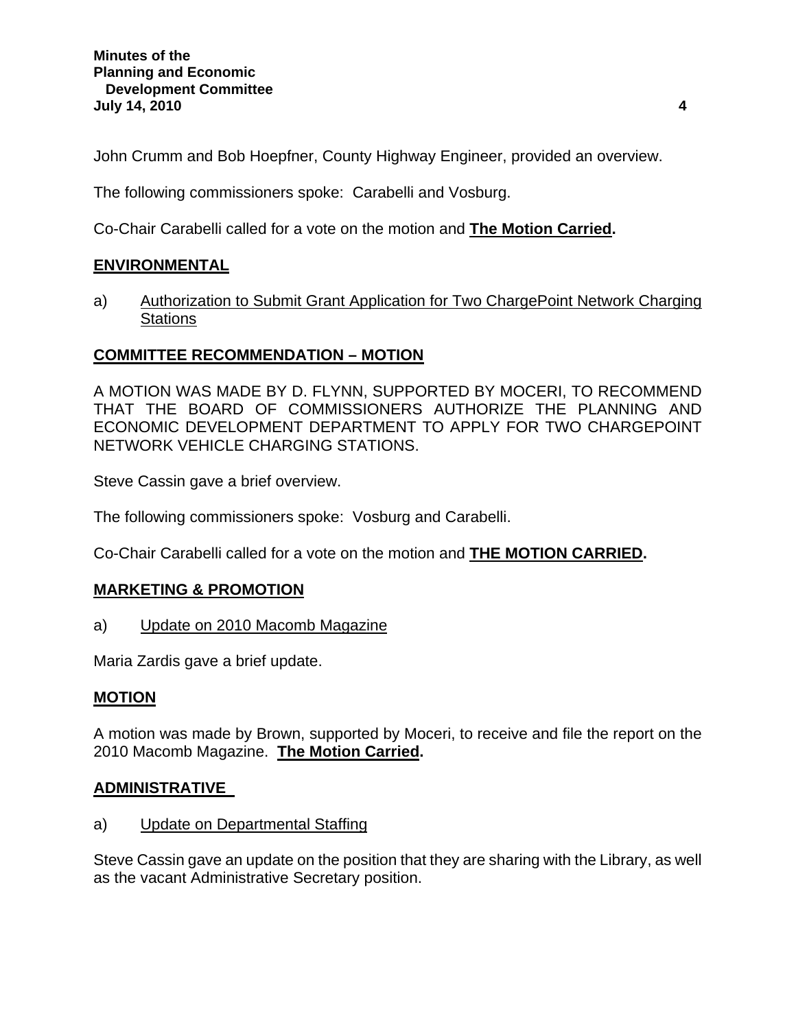John Crumm and Bob Hoepfner, County Highway Engineer, provided an overview.

The following commissioners spoke: Carabelli and Vosburg.

Co-Chair Carabelli called for a vote on the motion and **The Motion Carried.**

## ENVIRONMENTAL

a) Authorization to Submit Grant Application for Two ChargePoint Network Charging Stations

## COMMITTEE RECOMMENDATION – MOTION

A MOTION WAS MADE BY D. FLYNN, SUPPORTED BY MOCERI, TO RECOMMEND THAT THE BOARD OF COMMISSIONERS AUTHORIZE THE PLANNING AND ECONOMIC DEVELOPMENT DEPARTMENT TO APPLY FOR TWO CHARGEPOINT NETWORK VEHICLE CHARGING STATIONS.

Steve Cassin gave a brief overview.

The following commissioners spoke: Vosburg and Carabelli.

Co-Chair Carabelli called for a vote on the motion and **THE MOTION CARRIED.**

## MARKETING & PROMOTION

a) Update on 2010 Macomb Magazine

Maria Zardis gave a brief update.

## MOTION

A motion was made by Brown, supported by Moceri, to receive and file the report on the 2010 Macomb Magazine. **The Motion Carried.**

## ADMINISTRATIVE

a) Update on Departmental Staffing

Steve Cassin gave an update on the position that they are sharing with the Library, as well as the vacant Administrative Secretary position.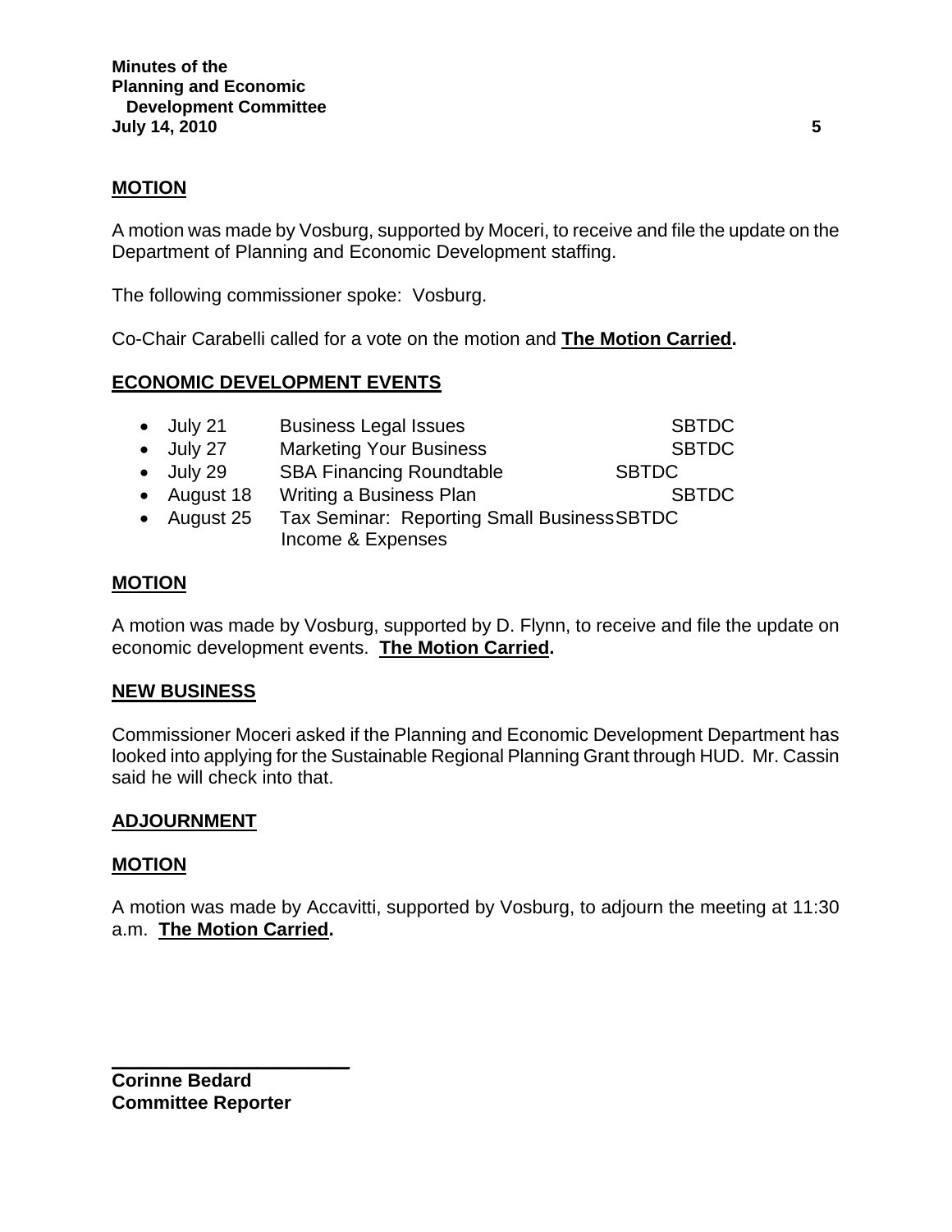**MOTION**

A motion was made by Vosburg, supported by Moceri, to receive and file the update on the Department of Planning and Economic Development staffing.

The following commissioner spoke: Vosburg.

Co-Chair Carabelli called for a vote on the motion and **The Motion Carried.**

**ECONOMIC DEVELOPMENT EVENTS**

| | | |
|---|---|---|
| • July 21 | Business Legal Issues | SBTDC |
| • July 27 | Marketing Your Business | SBTDC |
| • July 29 | SBA Financing Roundtable | SBTDC |
| • August 18 | Writing a Business Plan | SBTDC |
| • August 25 | Tax Seminar: Reporting Small Business Income & Expenses | SBTDC |

**MOTION**

A motion was made by Vosburg, supported by D. Flynn, to receive and file the update on economic development events. **The Motion Carried.**

**NEW BUSINESS**

Commissioner Moceri asked if the Planning and Economic Development Department has looked into applying for the Sustainable Regional Planning Grant through HUD. Mr. Cassin said he will check into that.

**ADJOURNMENT**

**MOTION**

A motion was made by Accavitti, supported by Vosburg, to adjourn the meeting at 11:30 a.m. **The Motion Carried.**

\_\_\_\_\_\_\_\_\_\_\_\_\_\_\_\_\_\_\_\_\_\_\_\_
**Corinne Bedard**
**Committee Reporter**